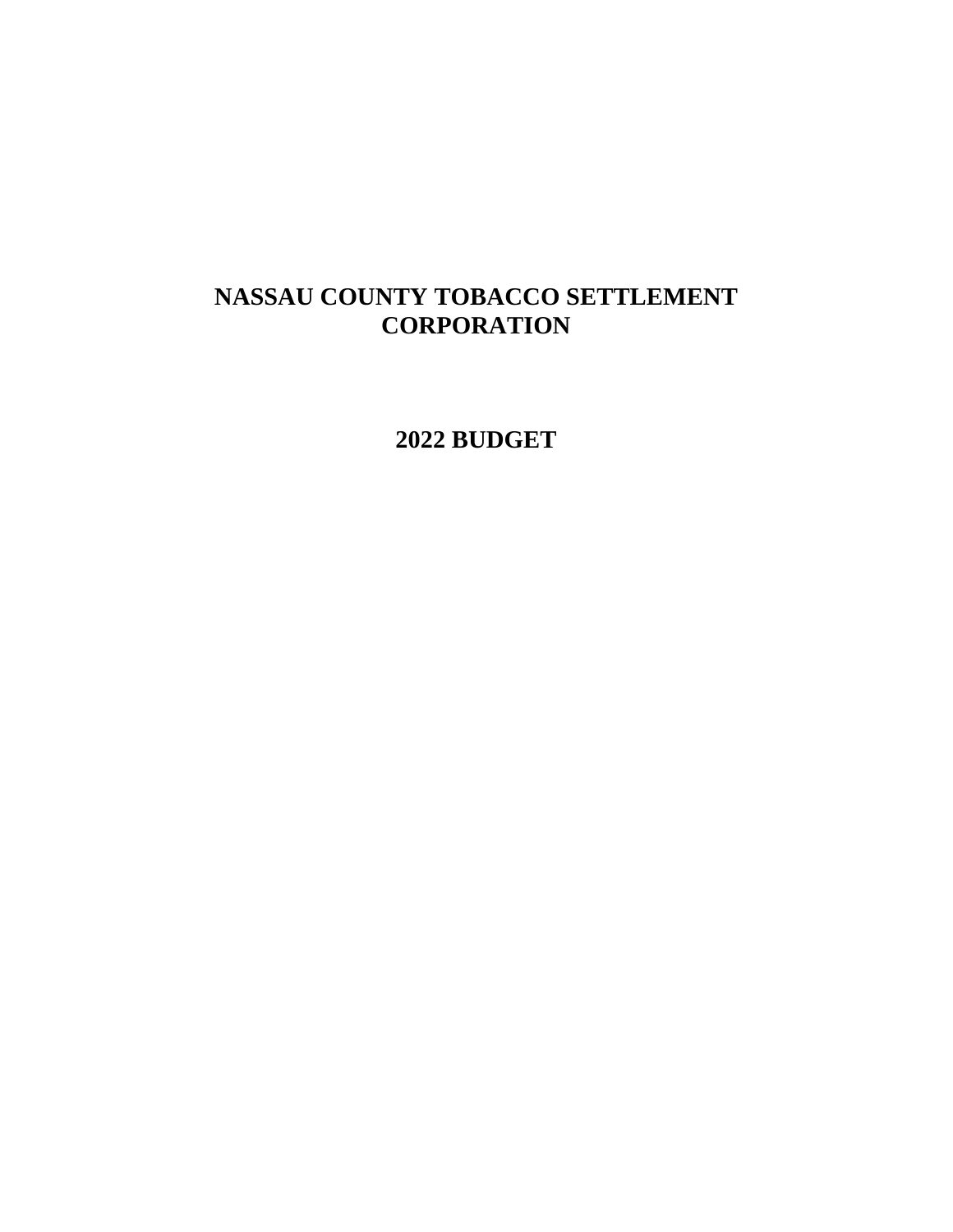# NASSAU COUNTY TOBACCO SETTLEMENT CORPORATION

## 2022 BUDGET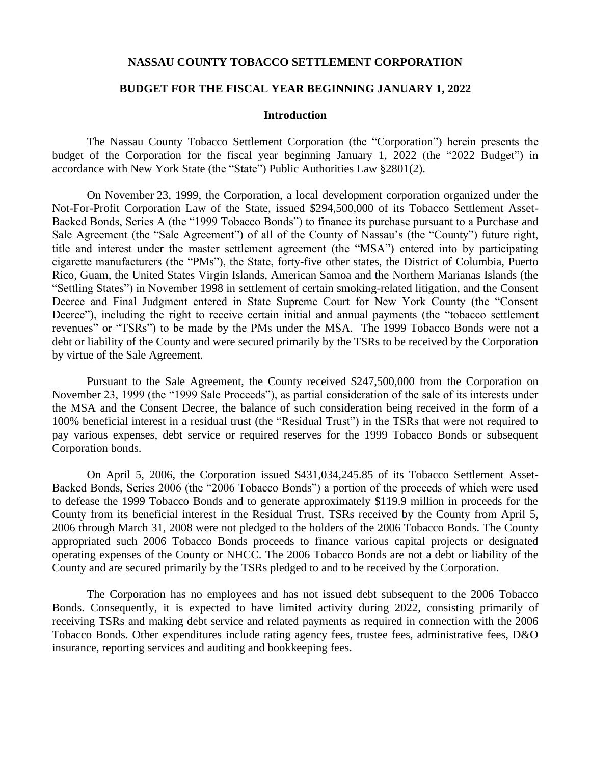# NASSAU COUNTY TOBACCO SETTLEMENT CORPORATION

## BUDGET FOR THE FISCAL YEAR BEGINNING JANUARY 1, 2022

### Introduction

The Nassau County Tobacco Settlement Corporation (the "Corporation") herein presents the budget of the Corporation for the fiscal year beginning January 1, 2022 (the "2022 Budget") in accordance with New York State (the "State") Public Authorities Law §2801(2).

On November 23, 1999, the Corporation, a local development corporation organized under the Not-For-Profit Corporation Law of the State, issued $294,500,000 of its Tobacco Settlement Asset-Backed Bonds, Series A (the "1999 Tobacco Bonds") to finance its purchase pursuant to a Purchase and Sale Agreement (the "Sale Agreement") of all of the County of Nassau's (the "County") future right, title and interest under the master settlement agreement (the "MSA") entered into by participating cigarette manufacturers (the "PMs"), the State, forty-five other states, the District of Columbia, Puerto Rico, Guam, the United States Virgin Islands, American Samoa and the Northern Marianas Islands (the "Settling States") in November 1998 in settlement of certain smoking-related litigation, and the Consent Decree and Final Judgment entered in State Supreme Court for New York County (the "Consent Decree"), including the right to receive certain initial and annual payments (the "tobacco settlement revenues" or "TSRs") to be made by the PMs under the MSA. The 1999 Tobacco Bonds were not a debt or liability of the County and were secured primarily by the TSRs to be received by the Corporation by virtue of the Sale Agreement.

Pursuant to the Sale Agreement, the County received $247,500,000 from the Corporation on November 23, 1999 (the "1999 Sale Proceeds"), as partial consideration of the sale of its interests under the MSA and the Consent Decree, the balance of such consideration being received in the form of a 100% beneficial interest in a residual trust (the "Residual Trust") in the TSRs that were not required to pay various expenses, debt service or required reserves for the 1999 Tobacco Bonds or subsequent Corporation bonds.

On April 5, 2006, the Corporation issued $431,034,245.85 of its Tobacco Settlement Asset-Backed Bonds, Series 2006 (the "2006 Tobacco Bonds") a portion of the proceeds of which were used to defease the 1999 Tobacco Bonds and to generate approximately $119.9 million in proceeds for the County from its beneficial interest in the Residual Trust. TSRs received by the County from April 5, 2006 through March 31, 2008 were not pledged to the holders of the 2006 Tobacco Bonds. The County appropriated such 2006 Tobacco Bonds proceeds to finance various capital projects or designated operating expenses of the County or NHCC. The 2006 Tobacco Bonds are not a debt or liability of the County and are secured primarily by the TSRs pledged to and to be received by the Corporation.

The Corporation has no employees and has not issued debt subsequent to the 2006 Tobacco Bonds. Consequently, it is expected to have limited activity during 2022, consisting primarily of receiving TSRs and making debt service and related payments as required in connection with the 2006 Tobacco Bonds. Other expenditures include rating agency fees, trustee fees, administrative fees, D&O insurance, reporting services and auditing and bookkeeping fees.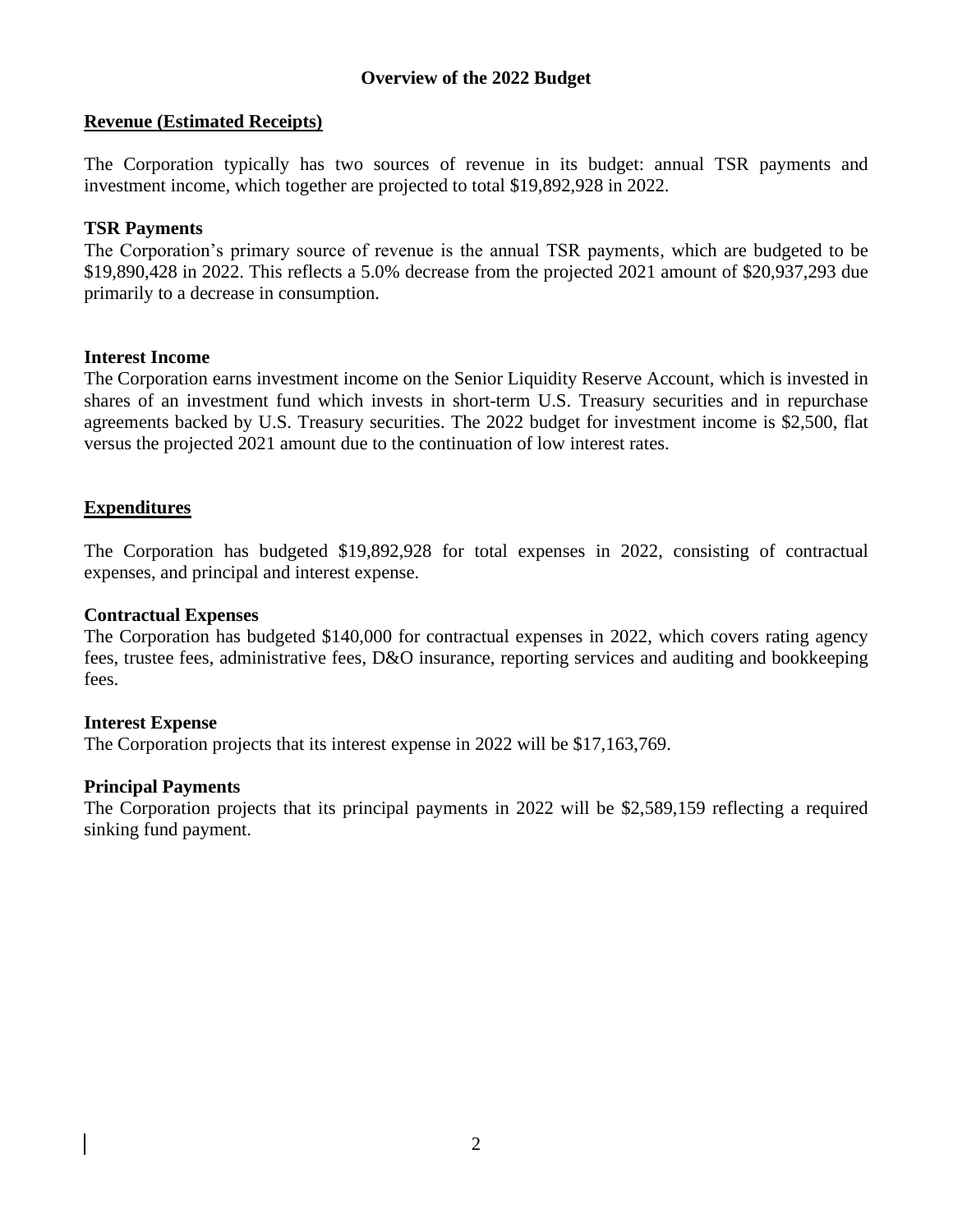# Overview of the 2022 Budget

## Revenue (Estimated Receipts)

The Corporation typically has two sources of revenue in its budget: annual TSR payments and investment income, which together are projected to total $19,892,928 in 2022.

### TSR Payments

The Corporation's primary source of revenue is the annual TSR payments, which are budgeted to be $19,890,428 in 2022. This reflects a 5.0% decrease from the projected 2021 amount of $20,937,293 due primarily to a decrease in consumption.

### Interest Income

The Corporation earns investment income on the Senior Liquidity Reserve Account, which is invested in shares of an investment fund which invests in short-term U.S. Treasury securities and in repurchase agreements backed by U.S. Treasury securities. The 2022 budget for investment income is $2,500, flat versus the projected 2021 amount due to the continuation of low interest rates.

## Expenditures

The Corporation has budgeted $19,892,928 for total expenses in 2022, consisting of contractual expenses, and principal and interest expense.

### Contractual Expenses

The Corporation has budgeted $140,000 for contractual expenses in 2022, which covers rating agency fees, trustee fees, administrative fees, D&O insurance, reporting services and auditing and bookkeeping fees.

### Interest Expense

The Corporation projects that its interest expense in 2022 will be $17,163,769.

### Principal Payments

The Corporation projects that its principal payments in 2022 will be $2,589,159 reflecting a required sinking fund payment.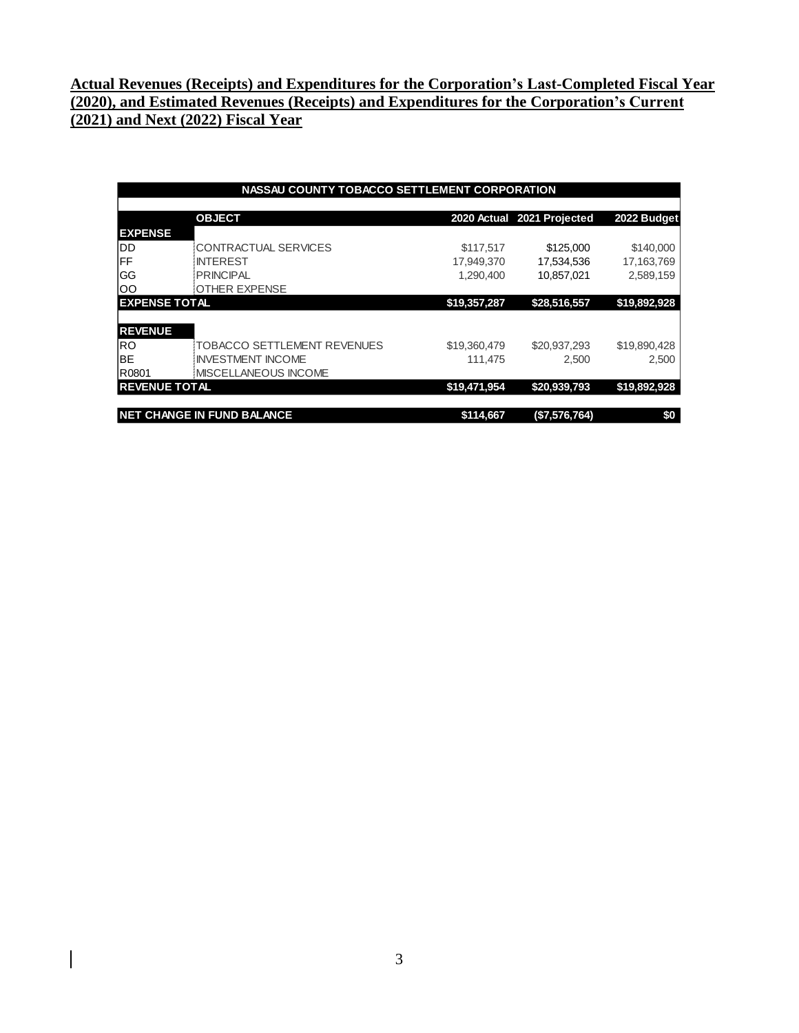**Actual Revenues (Receipts) and Expenditures for the Corporation's Last-Completed Fiscal Year (2020), and Estimated Revenues (Receipts) and Expenditures for the Corporation's Current (2021) and Next (2022) Fiscal Year**

| NASSAU COUNTY TOBACCO SETTLEMENT CORPORATION | | | | |
|---|---|---|---|---|
| | **OBJECT** | **2020 Actual** | **2021 Projected** | **2022 Budget** |
| **EXPENSE** | | | | |
| DD | CONTRACTUAL SERVICES | $117,517 | $125,000 | $140,000 |
| FF | INTEREST | 17,949,370 | 17,534,536 | 17,163,769 |
| GG | PRINCIPAL | 1,290,400 | 10,857,021 | 2,589,159 |
| OO | OTHER EXPENSE | | | |
| **EXPENSE TOTAL** | | **$19,357,287** | **$28,516,557** | **$19,892,928** |
| **REVENUE** | | | | |
| RO | TOBACCO SETTLEMENT REVENUES | $19,360,479 | $20,937,293 | $19,890,428 |
| BE | INVESTMENT INCOME | 111,475 | 2,500 | 2,500 |
| R0801 | MISCELLANEOUS INCOME | | | |
| **REVENUE TOTAL** | | **$19,471,954** | **$20,939,793** | **$19,892,928** |
| **NET CHANGE IN FUND BALANCE** | | **$114,667** | **($7,576,764)** | **$0** |